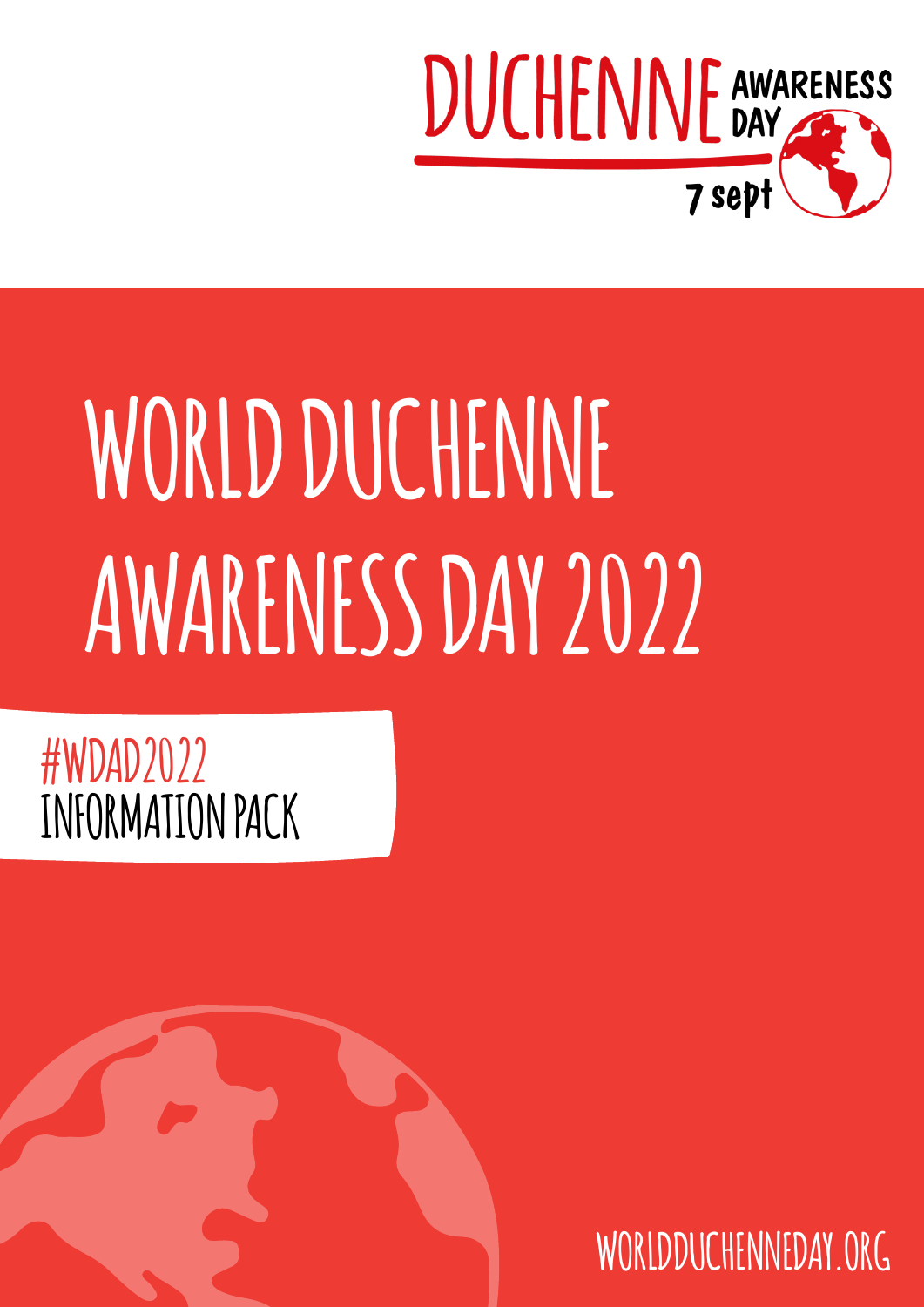DUCHENNE AWARENESS DAY 7 sept

# WORLD DUCHENNE AWARENESS DAY 2022

## #WDAD2022 INFORMATION PACK

WORLDDUCHENNEDAY.ORG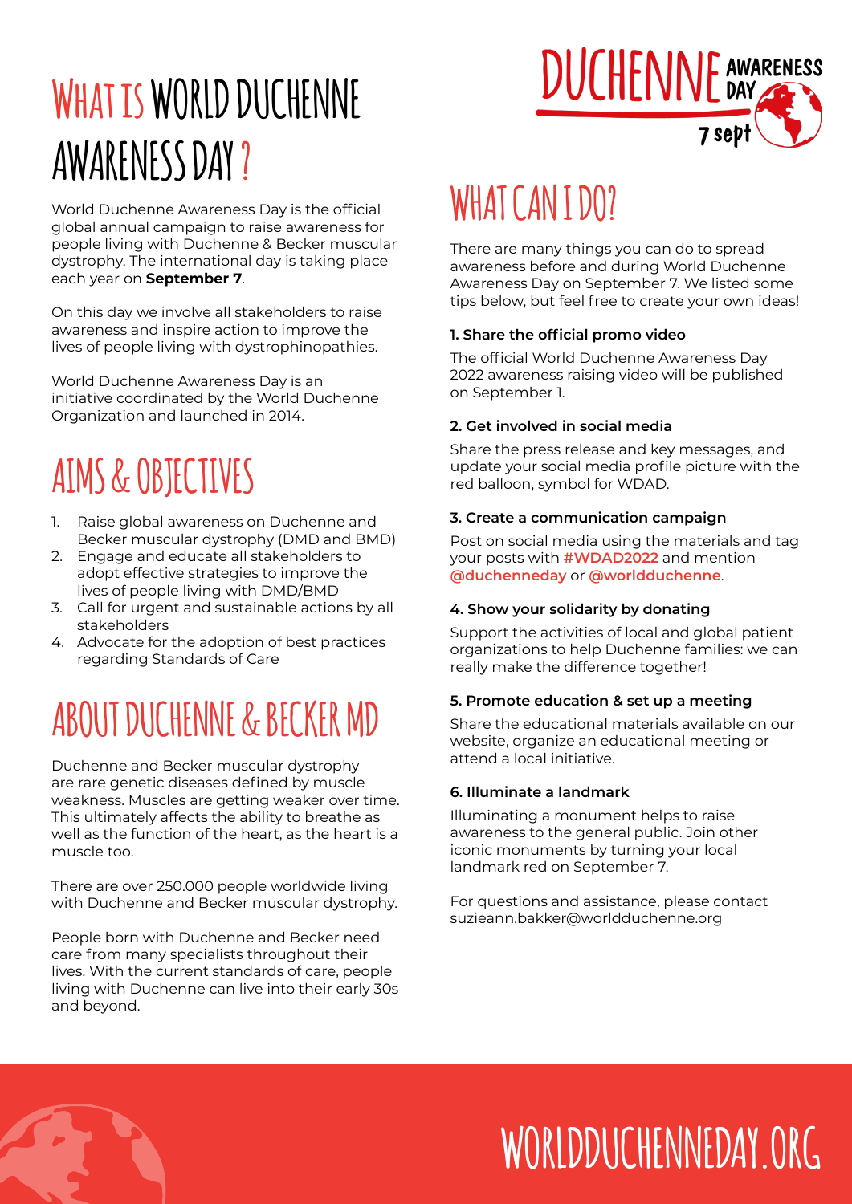# WHAT IS WORLD DUCHENNE AWARENESS DAY?

World Duchenne Awareness Day is the official global annual campaign to raise awareness for people living with Duchenne & Becker muscular dystrophy. The international day is taking place each year on **September 7**.

On this day we involve all stakeholders to raise awareness and inspire action to improve the lives of people living with dystrophinopathies.

World Duchenne Awareness Day is an initiative coordinated by the World Duchenne Organization and launched in 2014.

# AIMS & OBJECTIVES

1. Raise global awareness on Duchenne and Becker muscular dystrophy (DMD and BMD)
2. Engage and educate all stakeholders to adopt effective strategies to improve the lives of people living with DMD/BMD
3. Call for urgent and sustainable actions by all stakeholders
4. Advocate for the adoption of best practices regarding Standards of Care

# ABOUT DUCHENNE & BECKER MD

Duchenne and Becker muscular dystrophy are rare genetic diseases defined by muscle weakness. Muscles are getting weaker over time. This ultimately affects the ability to breathe as well as the function of the heart, as the heart is a muscle too.

There are over 250.000 people worldwide living with Duchenne and Becker muscular dystrophy.

People born with Duchenne and Becker need care from many specialists throughout their lives. With the current standards of care, people living with Duchenne can live into their early 30s and beyond.

DUCHENNE AWARENESS DAY 7 sept

# WHAT CAN I DO?

There are many things you can do to spread awareness before and during World Duchenne Awareness Day on September 7. We listed some tips below, but feel free to create your own ideas!

**1. Share the official promo video**

The official World Duchenne Awareness Day 2022 awareness raising video will be published on September 1.

**2. Get involved in social media**

Share the press release and key messages, and update your social media profile picture with the red balloon, symbol for WDAD.

**3. Create a communication campaign**

Post on social media using the materials and tag your posts with **#WDAD2022** and mention **@duchenneday** or **@worldduchenne**.

**4. Show your solidarity by donating**

Support the activities of local and global patient organizations to help Duchenne families: we can really make the difference together!

**5. Promote education & set up a meeting**

Share the educational materials available on our website, organize an educational meeting or attend a local initiative.

**6. Illuminate a landmark**

Illuminating a monument helps to raise awareness to the general public. Join other iconic monuments by turning your local landmark red on September 7.

For questions and assistance, please contact suzieann.bakker@worldduchenne.org

WORLDDUCHENNEDAY.ORG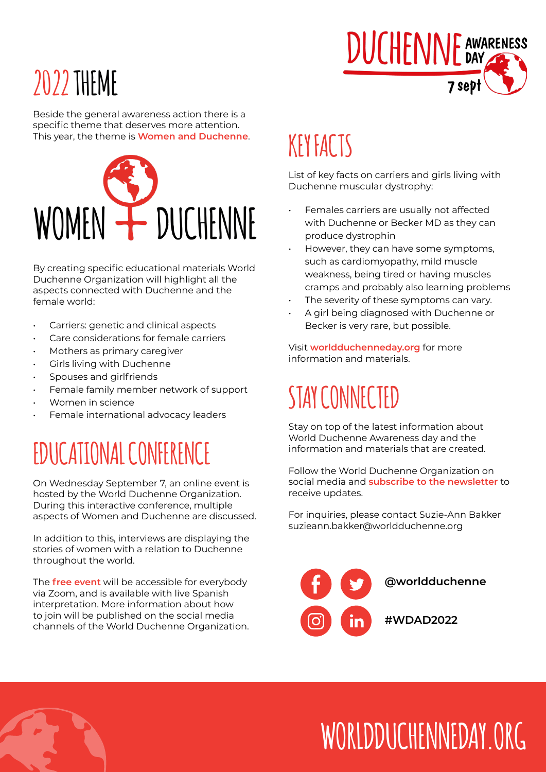# 2022 THEME

Beside the general awareness action there is a specific theme that deserves more attention. This year, the theme is **Women and Duchenne**.

WOMEN + DUCHENNE

By creating specific educational materials World Duchenne Organization will highlight all the aspects connected with Duchenne and the female world:

- Carriers: genetic and clinical aspects
- Care considerations for female carriers
- Mothers as primary caregiver
- Girls living with Duchenne
- Spouses and girlfriends
- Female family member network of support
- Women in science
- Female international advocacy leaders

# EDUCATIONAL CONFERENCE

On Wednesday September 7, an online event is hosted by the World Duchenne Organization. During this interactive conference, multiple aspects of Women and Duchenne are discussed.

In addition to this, interviews are displaying the stories of women with a relation to Duchenne throughout the world.

The **free event** will be accessible for everybody via Zoom, and is available with live Spanish interpretation. More information about how to join will be published on the social media channels of the World Duchenne Organization.

# KEY FACTS

List of key facts on carriers and girls living with Duchenne muscular dystrophy:

- Females carriers are usually not affected with Duchenne or Becker MD as they can produce dystrophin
- However, they can have some symptoms, such as cardiomyopathy, mild muscle weakness, being tired or having muscles cramps and probably also learning problems
- The severity of these symptoms can vary.
- A girl being diagnosed with Duchenne or Becker is very rare, but possible.

Visit **worldduchenneday.org** for more information and materials.

# STAY CONNECTED

Stay on top of the latest information about World Duchenne Awareness day and the information and materials that are created.

Follow the World Duchenne Organization on social media and **subscribe to the newsletter** to receive updates.

For inquiries, please contact Suzie-Ann Bakker suzieann.bakker@worldduchenne.org

**@worldduchenne**

**#WDAD2022**

WORLDDUCHENNEDAY.ORG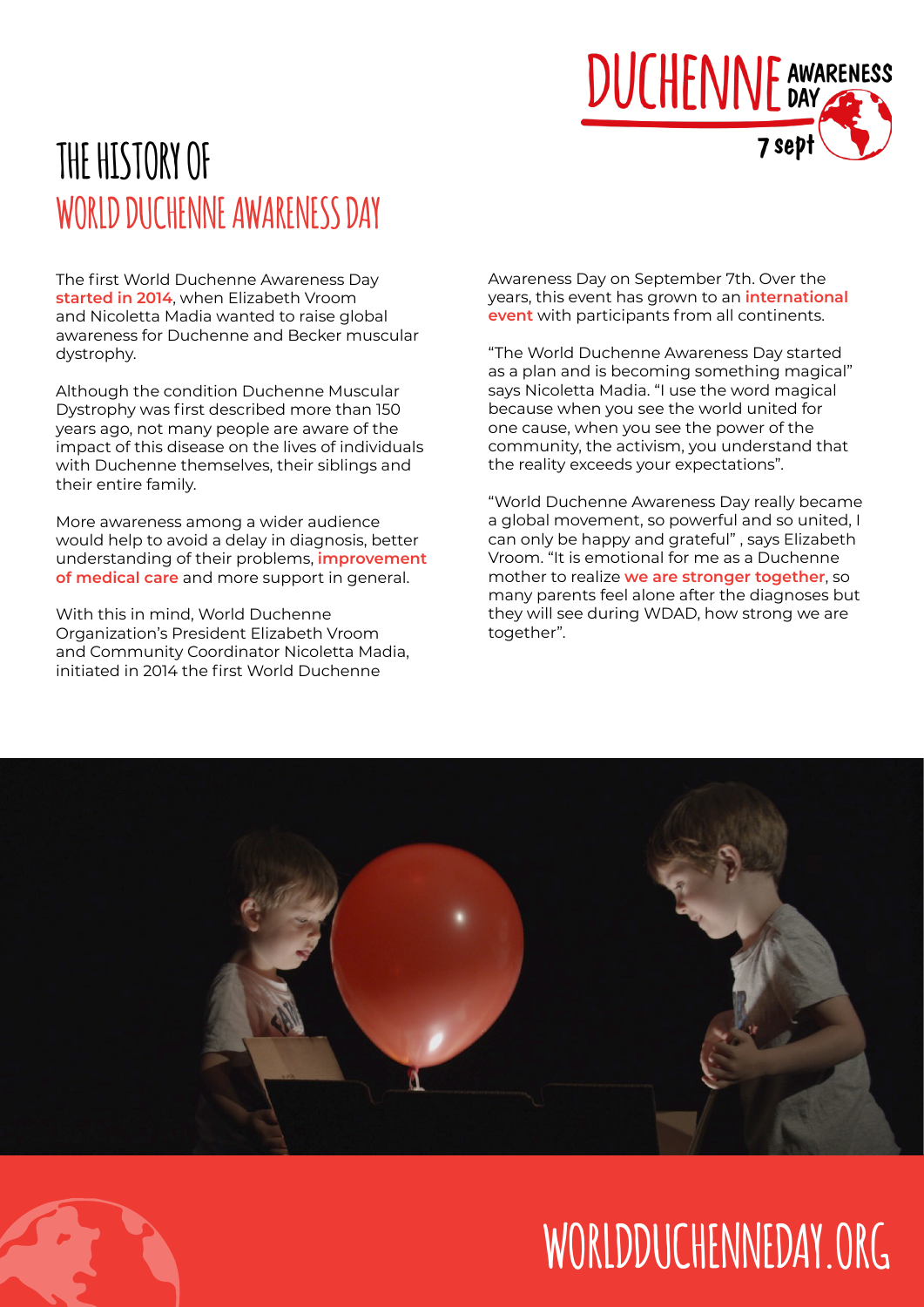# THE HISTORY OF WORLD DUCHENNE AWARENESS DAY

The first World Duchenne Awareness Day **started in 2014**, when Elizabeth Vroom and Nicoletta Madia wanted to raise global awareness for Duchenne and Becker muscular dystrophy.

Although the condition Duchenne Muscular Dystrophy was first described more than 150 years ago, not many people are aware of the impact of this disease on the lives of individuals with Duchenne themselves, their siblings and their entire family.

More awareness among a wider audience would help to avoid a delay in diagnosis, better understanding of their problems, **improvement of medical care** and more support in general.

With this in mind, World Duchenne Organization's President Elizabeth Vroom and Community Coordinator Nicoletta Madia, initiated in 2014 the first World Duchenne Awareness Day on September 7th. Over the years, this event has grown to an **international event** with participants from all continents.

"The World Duchenne Awareness Day started as a plan and is becoming something magical" says Nicoletta Madia. "I use the word magical because when you see the world united for one cause, when you see the power of the community, the activism, you understand that the reality exceeds your expectations".

"World Duchenne Awareness Day really became a global movement, so powerful and so united, I can only be happy and grateful" , says Elizabeth Vroom. "It is emotional for me as a Duchenne mother to realize **we are stronger together**, so many parents feel alone after the diagnoses but they will see during WDAD, how strong we are together".

WORLDDUCHENNEDAY.ORG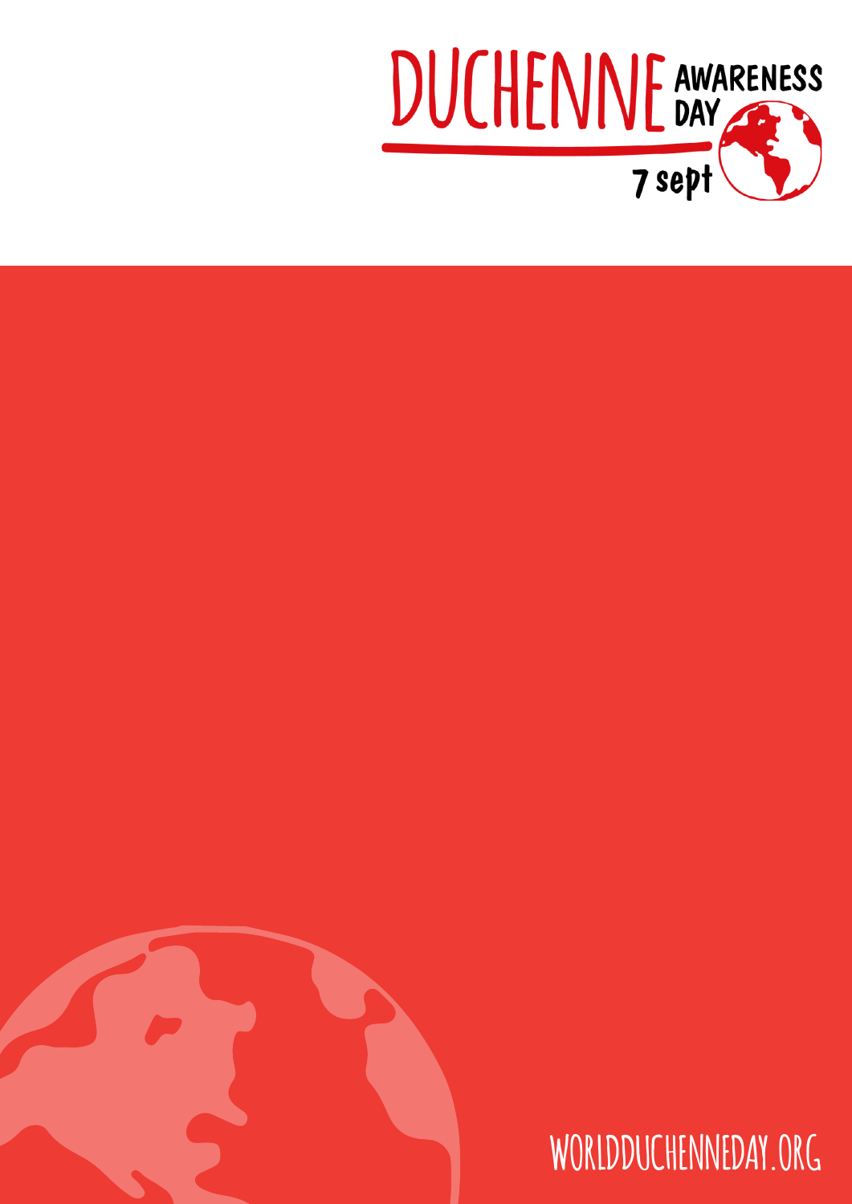DUCHENNE AWARENESS DAY

7 sept

WORLDDUCHENNEDAY.ORG